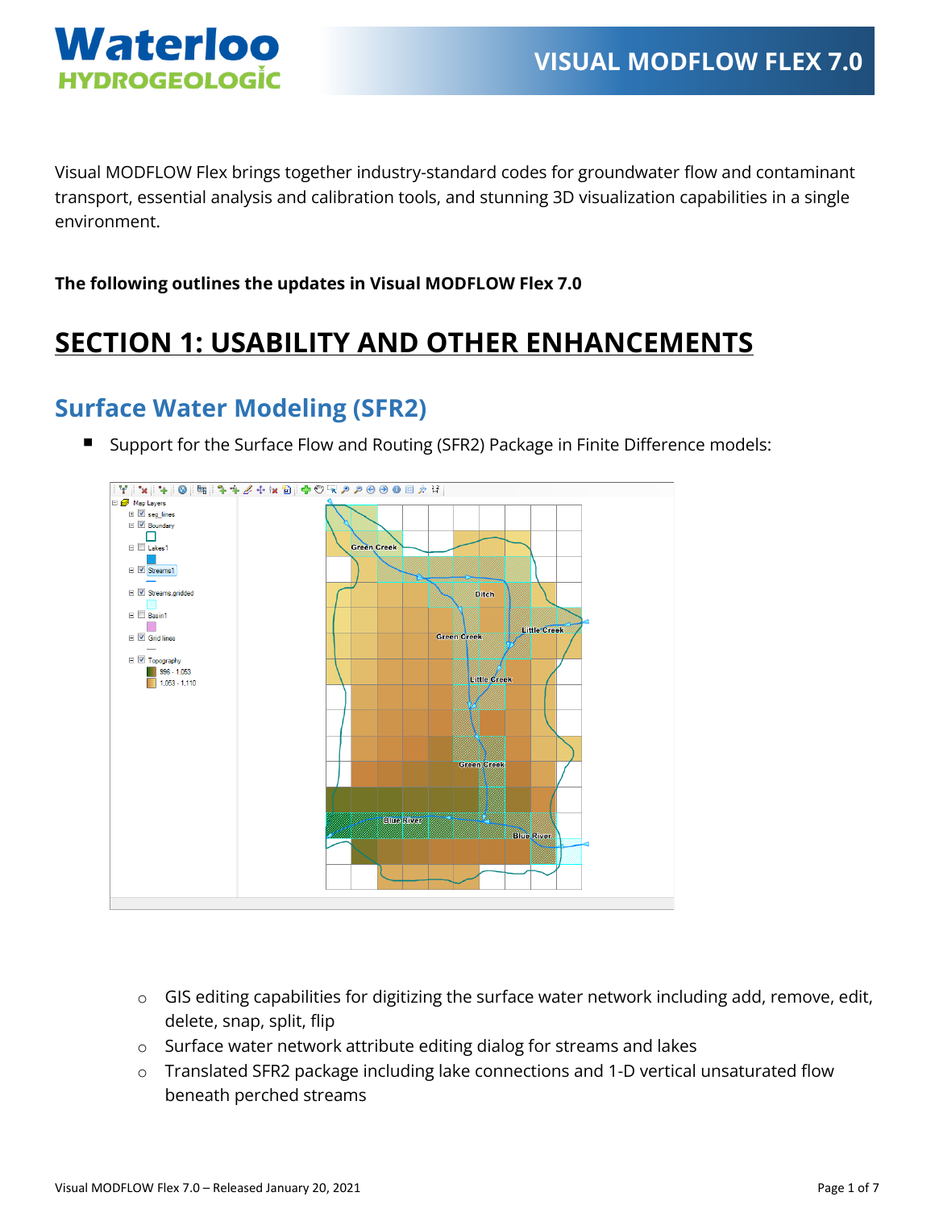Visual MODFLOW Flex brings together industry-standard codes for groundwater flow and contaminant transport, essential analysis and calibration tools, and stunning 3D visualization capabilities in a single environment.

**The following outlines the updates in Visual MODFLOW Flex 7.0**

# SECTION 1: USABILITY AND OTHER ENHANCEMENTS

## Surface Water Modeling (SFR2)

- Support for the Surface Flow and Routing (SFR2) Package in Finite Difference models:
  - GIS editing capabilities for digitizing the surface water network including add, remove, edit, delete, snap, split, flip
  - Surface water network attribute editing dialog for streams and lakes
  - Translated SFR2 package including lake connections and 1-D vertical unsaturated flow beneath perched streams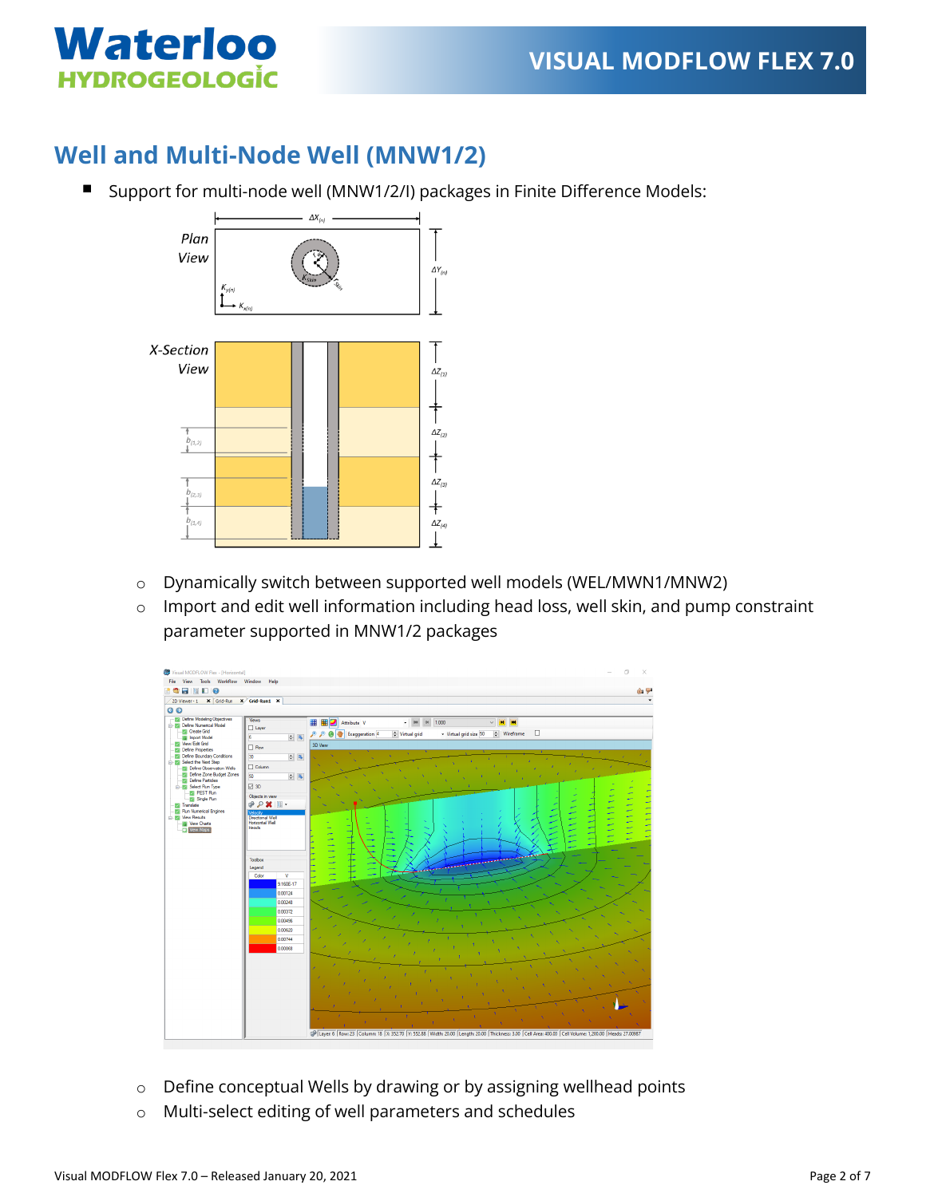## Well and Multi-Node Well (MNW1/2)

- Support for multi-node well (MNW1/2/I) packages in Finite Difference Models:

  - Dynamically switch between supported well models (WEL/MWN1/MNW2)
  - Import and edit well information including head loss, well skin, and pump constraint parameter supported in MNW1/2 packages

  - Define conceptual Wells by drawing or by assigning wellhead points
  - Multi-select editing of well parameters and schedules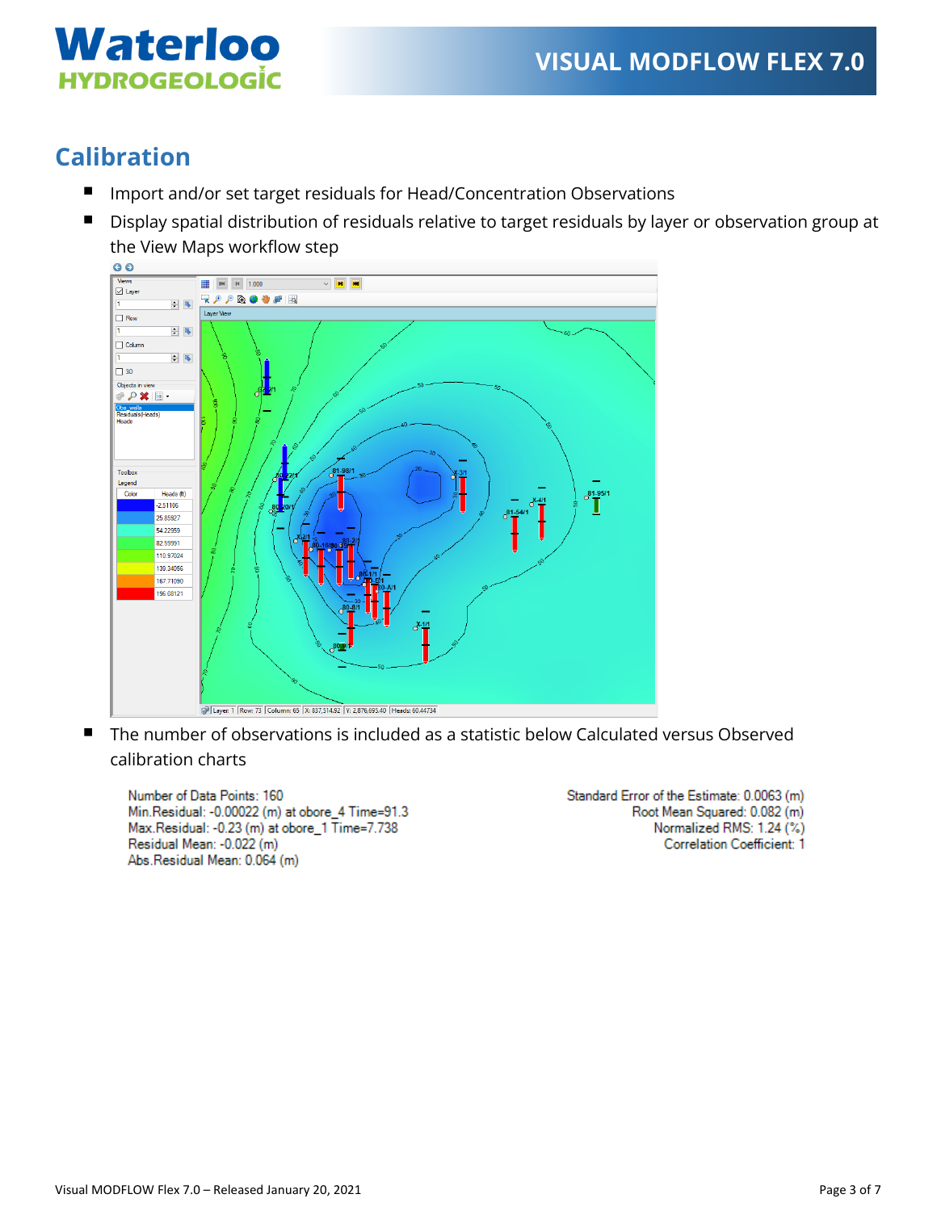## Calibration

- Import and/or set target residuals for Head/Concentration Observations
- Display spatial distribution of residuals relative to target residuals by layer or observation group at the View Maps workflow step
- The number of observations is included as a statistic below Calculated versus Observed calibration charts

Number of Data Points: 160
Min.Residual: -0.00022 (m) at obore_4 Time=91.3
Max.Residual: -0.23 (m) at obore_1 Time=7.738
Residual Mean: -0.022 (m)
Abs.Residual Mean: 0.064 (m)

Standard Error of the Estimate: 0.0063 (m)
Root Mean Squared: 0.082 (m)
Normalized RMS: 1.24 (%)
Correlation Coefficient: 1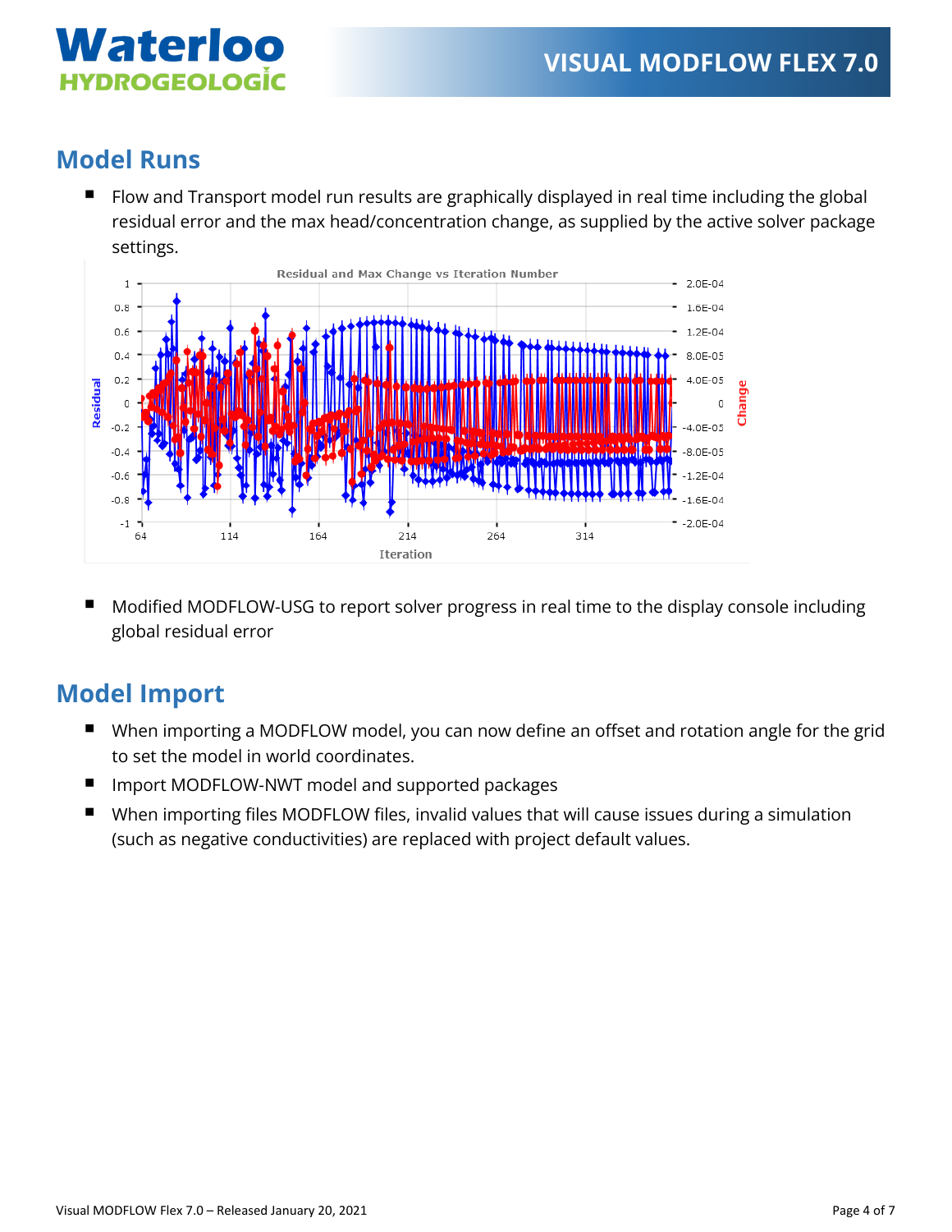## Model Runs

- Flow and Transport model run results are graphically displayed in real time including the global residual error and the max head/concentration change, as supplied by the active solver package settings.

- Modified MODFLOW-USG to report solver progress in real time to the display console including global residual error

## Model Import

- When importing a MODFLOW model, you can now define an offset and rotation angle for the grid to set the model in world coordinates.
- Import MODFLOW-NWT model and supported packages
- When importing files MODFLOW files, invalid values that will cause issues during a simulation (such as negative conductivities) are replaced with project default values.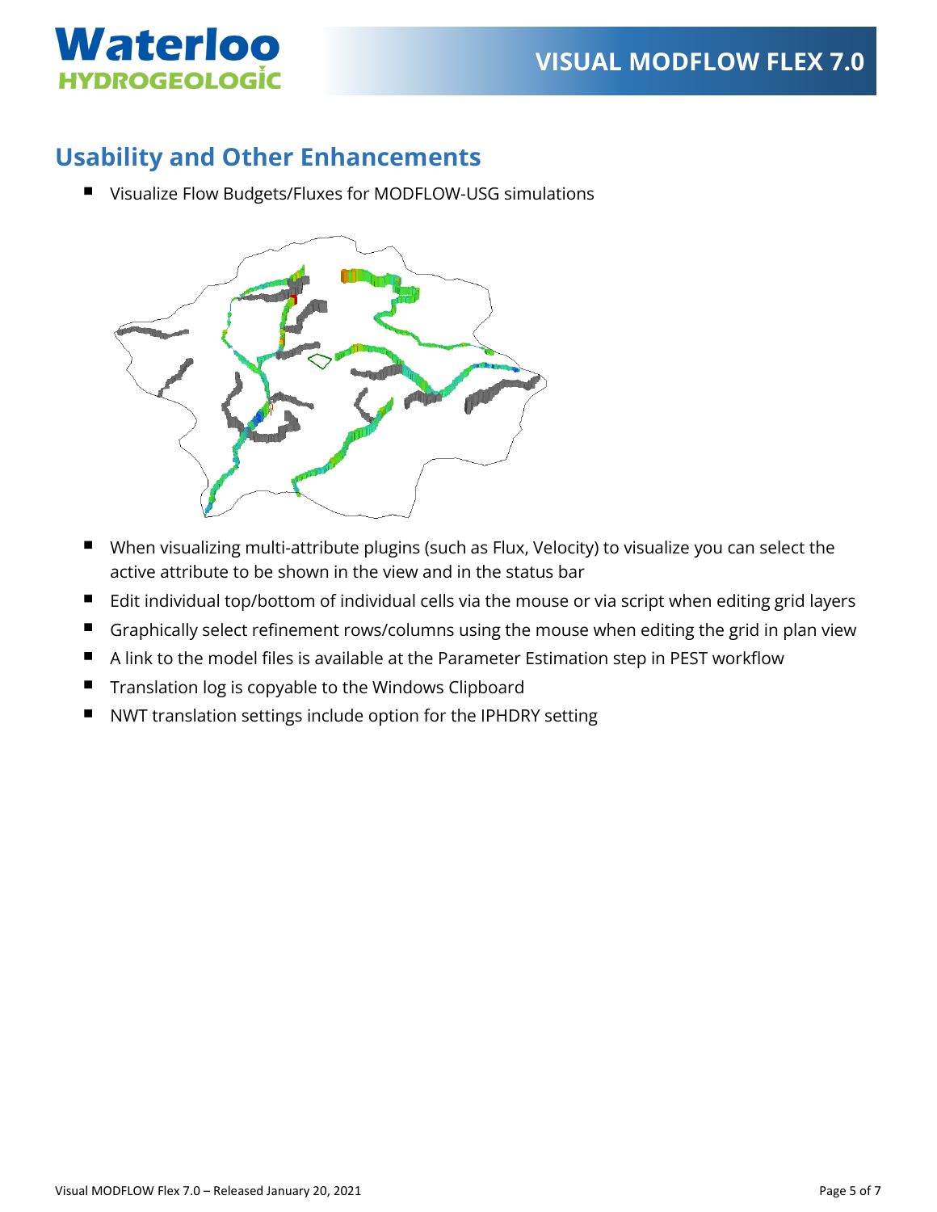## Usability and Other Enhancements

- Visualize Flow Budgets/Fluxes for MODFLOW-USG simulations
- When visualizing multi-attribute plugins (such as Flux, Velocity) to visualize you can select the active attribute to be shown in the view and in the status bar
- Edit individual top/bottom of individual cells via the mouse or via script when editing grid layers
- Graphically select refinement rows/columns using the mouse when editing the grid in plan view
- A link to the model files is available at the Parameter Estimation step in PEST workflow
- Translation log is copyable to the Windows Clipboard
- NWT translation settings include option for the IPHDRY setting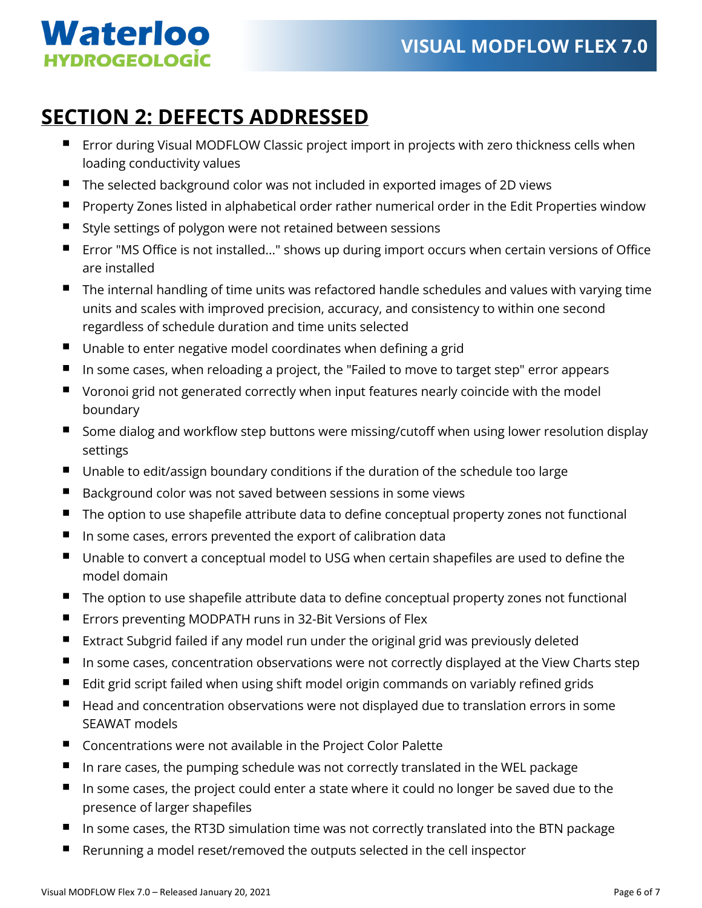# SECTION 2: DEFECTS ADDRESSED

- Error during Visual MODFLOW Classic project import in projects with zero thickness cells when loading conductivity values
- The selected background color was not included in exported images of 2D views
- Property Zones listed in alphabetical order rather numerical order in the Edit Properties window
- Style settings of polygon were not retained between sessions
- Error "MS Office is not installed..." shows up during import occurs when certain versions of Office are installed
- The internal handling of time units was refactored handle schedules and values with varying time units and scales with improved precision, accuracy, and consistency to within one second regardless of schedule duration and time units selected
- Unable to enter negative model coordinates when defining a grid
- In some cases, when reloading a project, the "Failed to move to target step" error appears
- Voronoi grid not generated correctly when input features nearly coincide with the model boundary
- Some dialog and workflow step buttons were missing/cutoff when using lower resolution display settings
- Unable to edit/assign boundary conditions if the duration of the schedule too large
- Background color was not saved between sessions in some views
- The option to use shapefile attribute data to define conceptual property zones not functional
- In some cases, errors prevented the export of calibration data
- Unable to convert a conceptual model to USG when certain shapefiles are used to define the model domain
- The option to use shapefile attribute data to define conceptual property zones not functional
- Errors preventing MODPATH runs in 32-Bit Versions of Flex
- Extract Subgrid failed if any model run under the original grid was previously deleted
- In some cases, concentration observations were not correctly displayed at the View Charts step
- Edit grid script failed when using shift model origin commands on variably refined grids
- Head and concentration observations were not displayed due to translation errors in some SEAWAT models
- Concentrations were not available in the Project Color Palette
- In rare cases, the pumping schedule was not correctly translated in the WEL package
- In some cases, the project could enter a state where it could no longer be saved due to the presence of larger shapefiles
- In some cases, the RT3D simulation time was not correctly translated into the BTN package
- Rerunning a model reset/removed the outputs selected in the cell inspector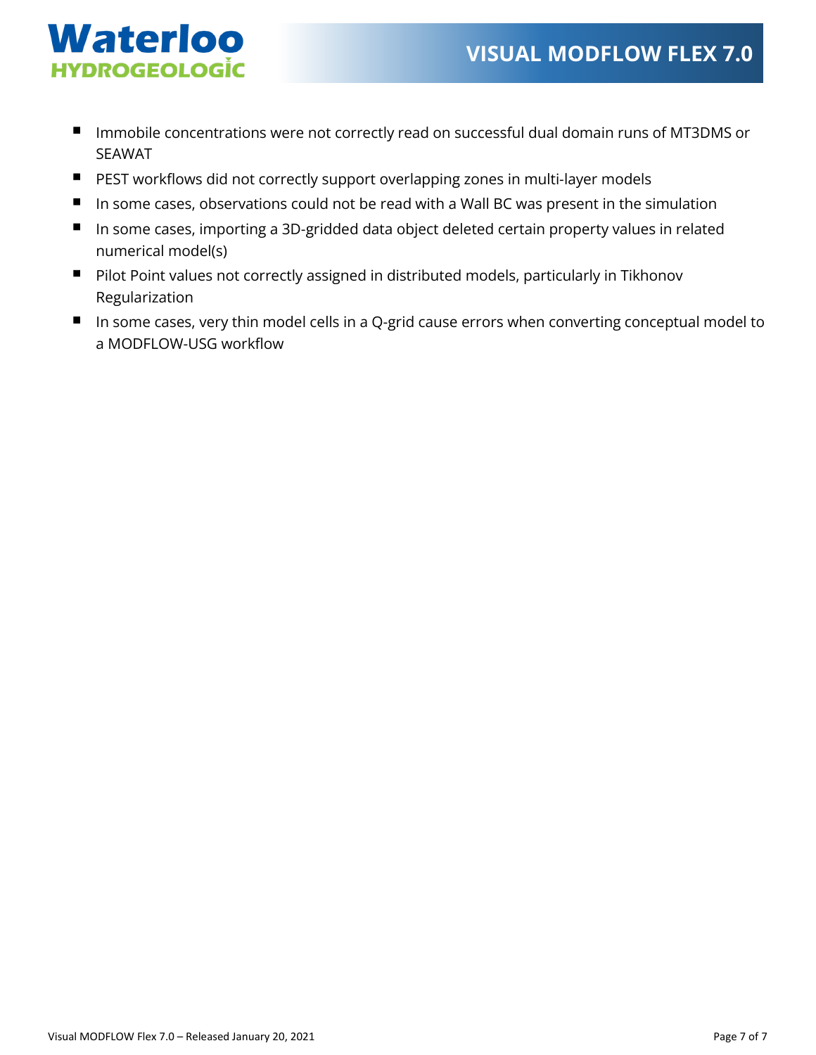- Immobile concentrations were not correctly read on successful dual domain runs of MT3DMS or SEAWAT
- PEST workflows did not correctly support overlapping zones in multi-layer models
- In some cases, observations could not be read with a Wall BC was present in the simulation
- In some cases, importing a 3D-gridded data object deleted certain property values in related numerical model(s)
- Pilot Point values not correctly assigned in distributed models, particularly in Tikhonov Regularization
- In some cases, very thin model cells in a Q-grid cause errors when converting conceptual model to a MODFLOW-USG workflow